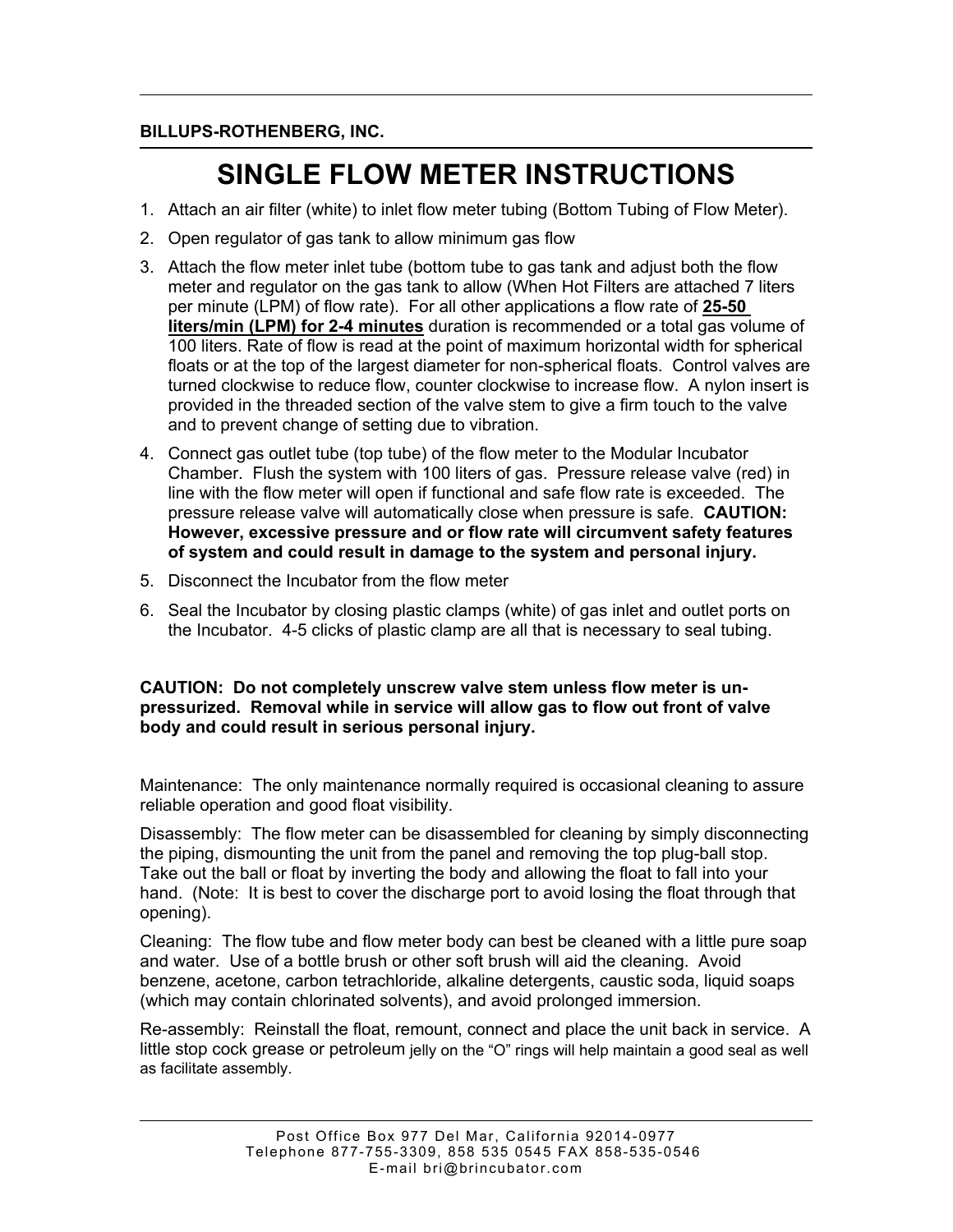**BILLUPS-ROTHENBERG, INC.**

# SINGLE FLOW METER INSTRUCTIONS

1. Attach an air filter (white) to inlet flow meter tubing (Bottom Tubing of Flow Meter).
2. Open regulator of gas tank to allow minimum gas flow
3. Attach the flow meter inlet tube (bottom tube to gas tank and adjust both the flow meter and regulator on the gas tank to allow (When Hot Filters are attached 7 liters per minute (LPM) of flow rate). For all other applications a flow rate of **25-50 liters/min (LPM) for 2-4 minutes** duration is recommended or a total gas volume of 100 liters. Rate of flow is read at the point of maximum horizontal width for spherical floats or at the top of the largest diameter for non-spherical floats. Control valves are turned clockwise to reduce flow, counter clockwise to increase flow. A nylon insert is provided in the threaded section of the valve stem to give a firm touch to the valve and to prevent change of setting due to vibration.
4. Connect gas outlet tube (top tube) of the flow meter to the Modular Incubator Chamber. Flush the system with 100 liters of gas. Pressure release valve (red) in line with the flow meter will open if functional and safe flow rate is exceeded. The pressure release valve will automatically close when pressure is safe. **CAUTION: However, excessive pressure and or flow rate will circumvent safety features of system and could result in damage to the system and personal injury.**
5. Disconnect the Incubator from the flow meter
6. Seal the Incubator by closing plastic clamps (white) of gas inlet and outlet ports on the Incubator. 4-5 clicks of plastic clamp are all that is necessary to seal tubing.

**CAUTION: Do not completely unscrew valve stem unless flow meter is un-pressurized. Removal while in service will allow gas to flow out front of valve body and could result in serious personal injury.**

Maintenance: The only maintenance normally required is occasional cleaning to assure reliable operation and good float visibility.

Disassembly: The flow meter can be disassembled for cleaning by simply disconnecting the piping, dismounting the unit from the panel and removing the top plug-ball stop. Take out the ball or float by inverting the body and allowing the float to fall into your hand. (Note: It is best to cover the discharge port to avoid losing the float through that opening).

Cleaning: The flow tube and flow meter body can best be cleaned with a little pure soap and water. Use of a bottle brush or other soft brush will aid the cleaning. Avoid benzene, acetone, carbon tetrachloride, alkaline detergents, caustic soda, liquid soaps (which may contain chlorinated solvents), and avoid prolonged immersion.

Re-assembly: Reinstall the float, remount, connect and place the unit back in service. A little stop cock grease or petroleum jelly on the "O" rings will help maintain a good seal as well as facilitate assembly.

Post Office Box 977 Del Mar, California 92014-0977
Telephone 877-755-3309, 858 535 0545 FAX 858-535-0546
E-mail bri@brincubator.com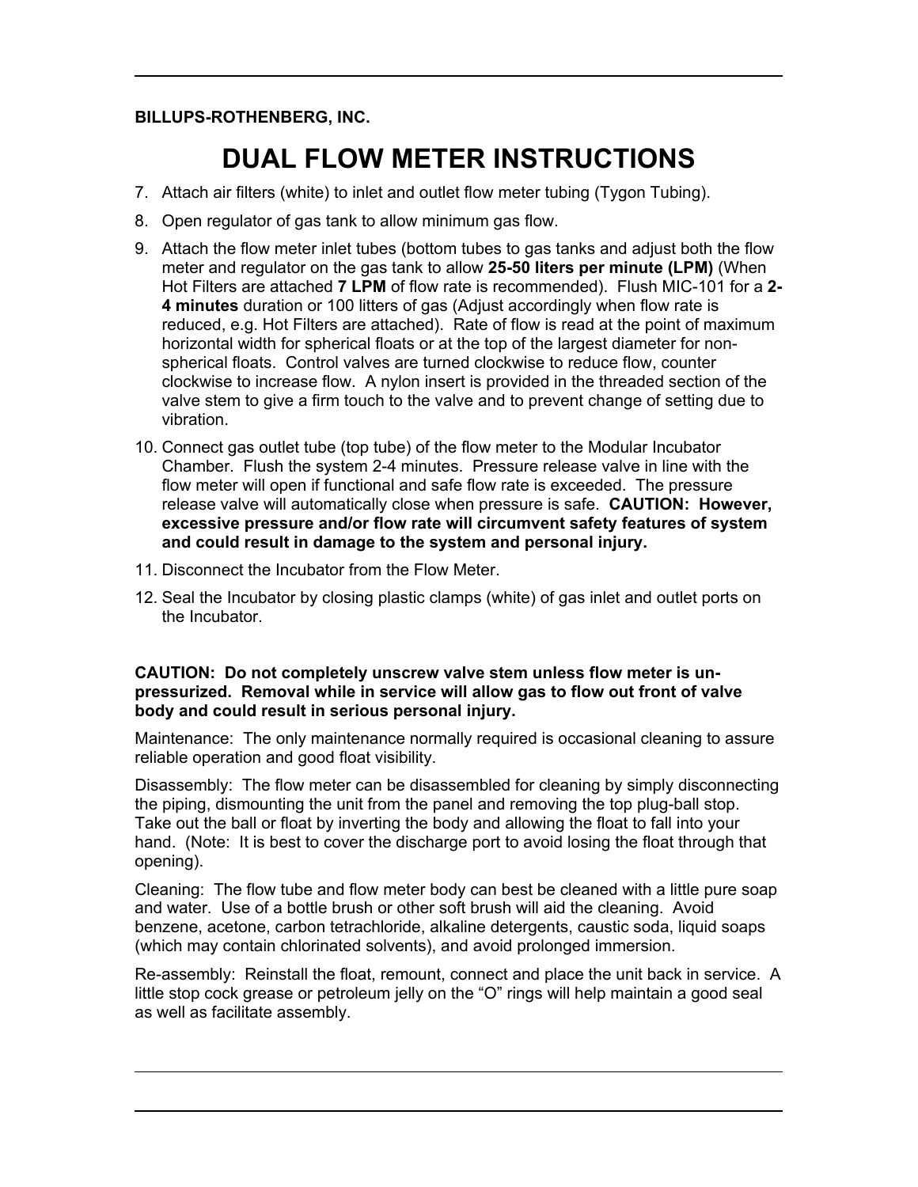**BILLUPS-ROTHENBERG, INC.**

# DUAL FLOW METER INSTRUCTIONS

7. Attach air filters (white) to inlet and outlet flow meter tubing (Tygon Tubing).
8. Open regulator of gas tank to allow minimum gas flow.
9. Attach the flow meter inlet tubes (bottom tubes to gas tanks and adjust both the flow meter and regulator on the gas tank to allow **25-50 liters per minute (LPM)** (When Hot Filters are attached **7 LPM** of flow rate is recommended). Flush MIC-101 for a **2-4 minutes** duration or 100 litters of gas (Adjust accordingly when flow rate is reduced, e.g. Hot Filters are attached). Rate of flow is read at the point of maximum horizontal width for spherical floats or at the top of the largest diameter for non-spherical floats. Control valves are turned clockwise to reduce flow, counter clockwise to increase flow. A nylon insert is provided in the threaded section of the valve stem to give a firm touch to the valve and to prevent change of setting due to vibration.
10. Connect gas outlet tube (top tube) of the flow meter to the Modular Incubator Chamber. Flush the system 2-4 minutes. Pressure release valve in line with the flow meter will open if functional and safe flow rate is exceeded. The pressure release valve will automatically close when pressure is safe. **CAUTION: However, excessive pressure and/or flow rate will circumvent safety features of system and could result in damage to the system and personal injury.**
11. Disconnect the Incubator from the Flow Meter.
12. Seal the Incubator by closing plastic clamps (white) of gas inlet and outlet ports on the Incubator.

**CAUTION: Do not completely unscrew valve stem unless flow meter is un-pressurized. Removal while in service will allow gas to flow out front of valve body and could result in serious personal injury.**

Maintenance: The only maintenance normally required is occasional cleaning to assure reliable operation and good float visibility.

Disassembly: The flow meter can be disassembled for cleaning by simply disconnecting the piping, dismounting the unit from the panel and removing the top plug-ball stop. Take out the ball or float by inverting the body and allowing the float to fall into your hand. (Note: It is best to cover the discharge port to avoid losing the float through that opening).

Cleaning: The flow tube and flow meter body can best be cleaned with a little pure soap and water. Use of a bottle brush or other soft brush will aid the cleaning. Avoid benzene, acetone, carbon tetrachloride, alkaline detergents, caustic soda, liquid soaps (which may contain chlorinated solvents), and avoid prolonged immersion.

Re-assembly: Reinstall the float, remount, connect and place the unit back in service. A little stop cock grease or petroleum jelly on the “O” rings will help maintain a good seal as well as facilitate assembly.